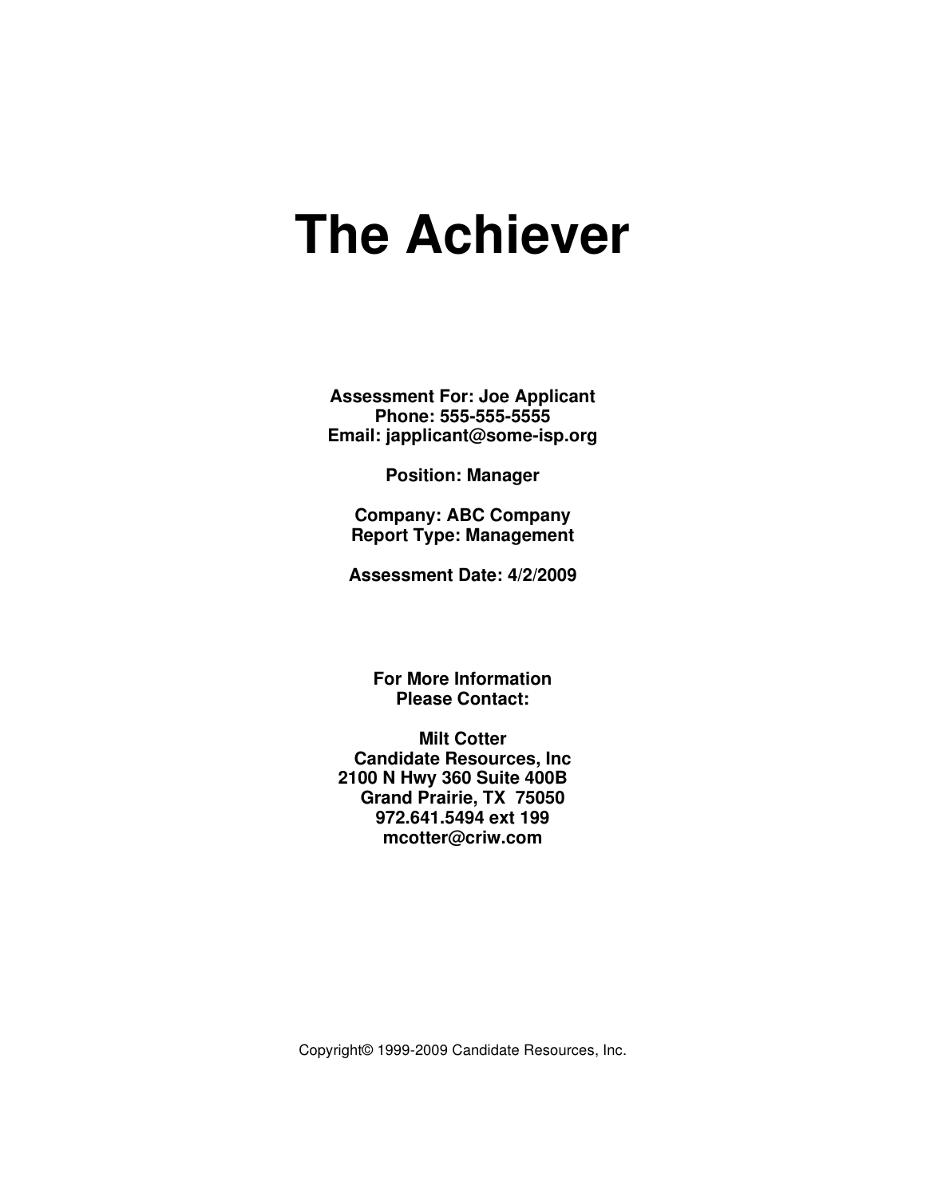# The Achiever

**Assessment For: Joe Applicant**
**Phone: 555-555-5555**
**Email: japplicant@some-isp.org**

**Position: Manager**

**Company: ABC Company**
**Report Type: Management**

**Assessment Date: 4/2/2009**

**For More Information**
**Please Contact:**

**Milt Cotter**
**Candidate Resources, Inc**
**2100 N Hwy 360 Suite 400B**
**Grand Prairie, TX 75050**
**972.641.5494 ext 199**
**mcotter@criw.com**

Copyright© 1999-2009 Candidate Resources, Inc.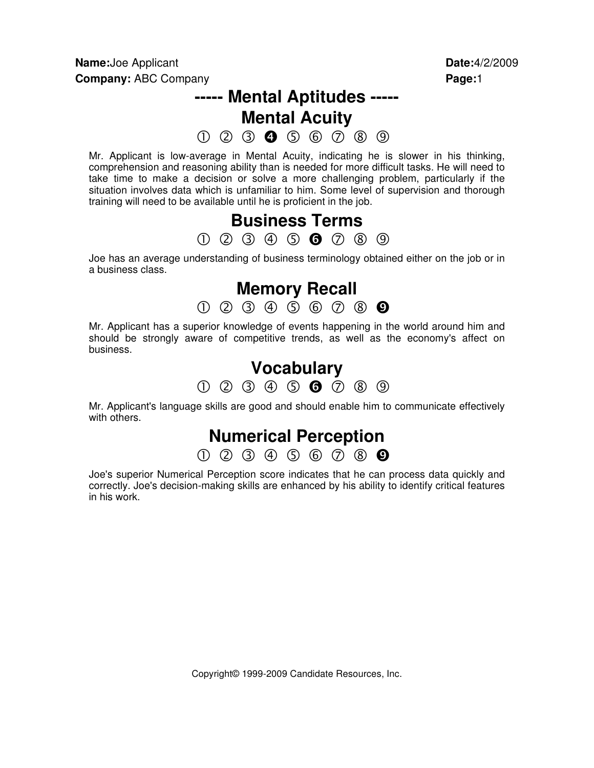**Name:** Joe Applicant **Date:** 4/2/2009
**Company:** ABC Company **Page:** 1

# ----- Mental Aptitudes -----

## Mental Acuity

① ② ③ ❹ ⑤ ⑥ ⑦ ⑧ ⑨

Mr. Applicant is low-average in Mental Acuity, indicating he is slower in his thinking, comprehension and reasoning ability than is needed for more difficult tasks. He will need to take time to make a decision or solve a more challenging problem, particularly if the situation involves data which is unfamiliar to him. Some level of supervision and thorough training will need to be available until he is proficient in the job.

## Business Terms

① ② ③ ④ ⑤ ❻ ⑦ ⑧ ⑨

Joe has an average understanding of business terminology obtained either on the job or in a business class.

## Memory Recall

① ② ③ ④ ⑤ ⑥ ⑦ ⑧ ❾

Mr. Applicant has a superior knowledge of events happening in the world around him and should be strongly aware of competitive trends, as well as the economy's affect on business.

## Vocabulary

① ② ③ ④ ⑤ ❻ ⑦ ⑧ ⑨

Mr. Applicant's language skills are good and should enable him to communicate effectively with others.

## Numerical Perception

① ② ③ ④ ⑤ ⑥ ⑦ ⑧ ❾

Joe's superior Numerical Perception score indicates that he can process data quickly and correctly. Joe's decision-making skills are enhanced by his ability to identify critical features in his work.

Copyright© 1999-2009 Candidate Resources, Inc.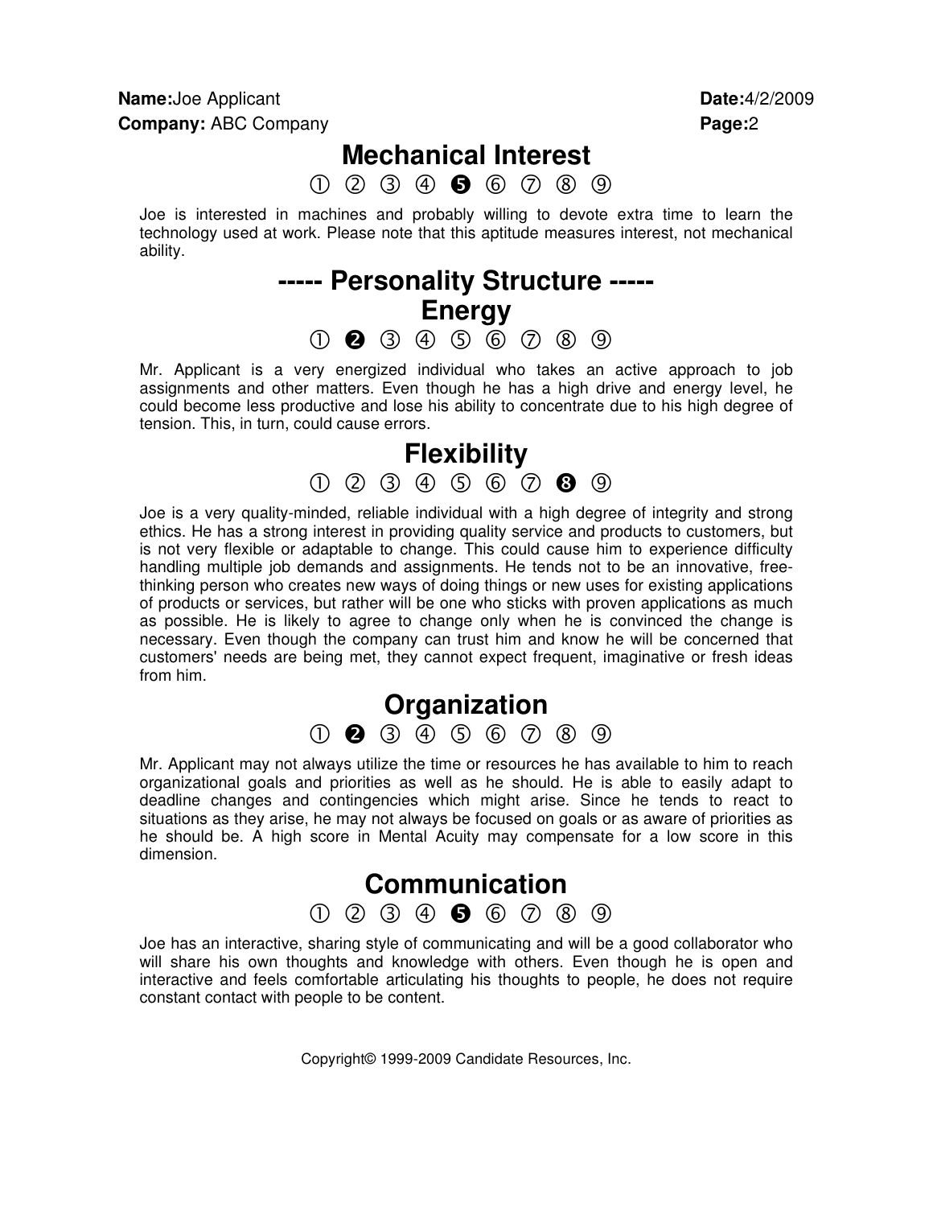**Name:** Joe Applicant **Date:** 4/2/2009
**Company:** ABC Company

## Mechanical Interest

① ② ③ ④ ❺ ⑥ ⑦ ⑧ ⑨

Joe is interested in machines and probably willing to devote extra time to learn the technology used at work. Please note that this aptitude measures interest, not mechanical ability.

## ----- Personality Structure -----

## Energy

① ❷ ③ ④ ⑤ ⑥ ⑦ ⑧ ⑨

Mr. Applicant is a very energized individual who takes an active approach to job assignments and other matters. Even though he has a high drive and energy level, he could become less productive and lose his ability to concentrate due to his high degree of tension. This, in turn, could cause errors.

## Flexibility

① ② ③ ④ ⑤ ⑥ ⑦ ❽ ⑨

Joe is a very quality-minded, reliable individual with a high degree of integrity and strong ethics. He has a strong interest in providing quality service and products to customers, but is not very flexible or adaptable to change. This could cause him to experience difficulty handling multiple job demands and assignments. He tends not to be an innovative, free-thinking person who creates new ways of doing things or new uses for existing applications of products or services, but rather will be one who sticks with proven applications as much as possible. He is likely to agree to change only when he is convinced the change is necessary. Even though the company can trust him and know he will be concerned that customers' needs are being met, they cannot expect frequent, imaginative or fresh ideas from him.

## Organization

① ❷ ③ ④ ⑤ ⑥ ⑦ ⑧ ⑨

Mr. Applicant may not always utilize the time or resources he has available to him to reach organizational goals and priorities as well as he should. He is able to easily adapt to deadline changes and contingencies which might arise. Since he tends to react to situations as they arise, he may not always be focused on goals or as aware of priorities as he should be. A high score in Mental Acuity may compensate for a low score in this dimension.

## Communication

① ② ③ ④ ❺ ⑥ ⑦ ⑧ ⑨

Joe has an interactive, sharing style of communicating and will be a good collaborator who will share his own thoughts and knowledge with others. Even though he is open and interactive and feels comfortable articulating his thoughts to people, he does not require constant contact with people to be content.

Copyright© 1999-2009 Candidate Resources, Inc.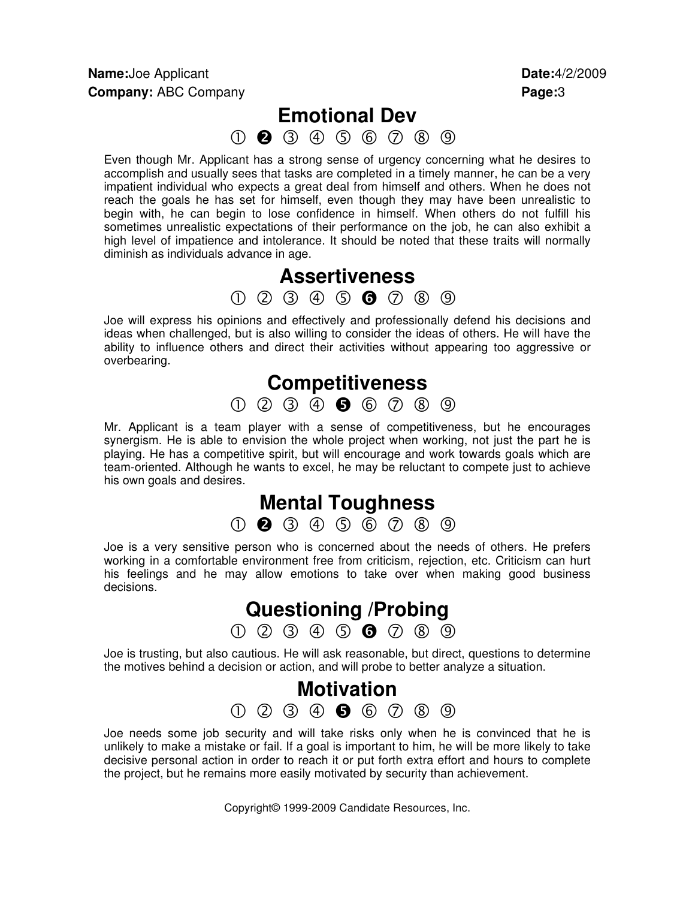**Name:** Joe Applicant **Date:** 4/2/2009
**Company:** ABC Company

## Emotional Dev

① ❷ ③ ④ ⑤ ⑥ ⑦ ⑧ ⑨

Even though Mr. Applicant has a strong sense of urgency concerning what he desires to accomplish and usually sees that tasks are completed in a timely manner, he can be a very impatient individual who expects a great deal from himself and others. When he does not reach the goals he has set for himself, even though they may have been unrealistic to begin with, he can begin to lose confidence in himself. When others do not fulfill his sometimes unrealistic expectations of their performance on the job, he can also exhibit a high level of impatience and intolerance. It should be noted that these traits will normally diminish as individuals advance in age.

## Assertiveness

① ② ③ ④ ⑤ ❻ ⑦ ⑧ ⑨

Joe will express his opinions and effectively and professionally defend his decisions and ideas when challenged, but is also willing to consider the ideas of others. He will have the ability to influence others and direct their activities without appearing too aggressive or overbearing.

## Competitiveness

① ② ③ ④ ❺ ⑥ ⑦ ⑧ ⑨

Mr. Applicant is a team player with a sense of competitiveness, but he encourages synergism. He is able to envision the whole project when working, not just the part he is playing. He has a competitive spirit, but will encourage and work towards goals which are team-oriented. Although he wants to excel, he may be reluctant to compete just to achieve his own goals and desires.

## Mental Toughness

① ❷ ③ ④ ⑤ ⑥ ⑦ ⑧ ⑨

Joe is a very sensitive person who is concerned about the needs of others. He prefers working in a comfortable environment free from criticism, rejection, etc. Criticism can hurt his feelings and he may allow emotions to take over when making good business decisions.

## Questioning /Probing

① ② ③ ④ ⑤ ❻ ⑦ ⑧ ⑨

Joe is trusting, but also cautious. He will ask reasonable, but direct, questions to determine the motives behind a decision or action, and will probe to better analyze a situation.

## Motivation

① ② ③ ④ ❺ ⑥ ⑦ ⑧ ⑨

Joe needs some job security and will take risks only when he is convinced that he is unlikely to make a mistake or fail. If a goal is important to him, he will be more likely to take decisive personal action in order to reach it or put forth extra effort and hours to complete the project, but he remains more easily motivated by security than achievement.

Copyright© 1999-2009 Candidate Resources, Inc.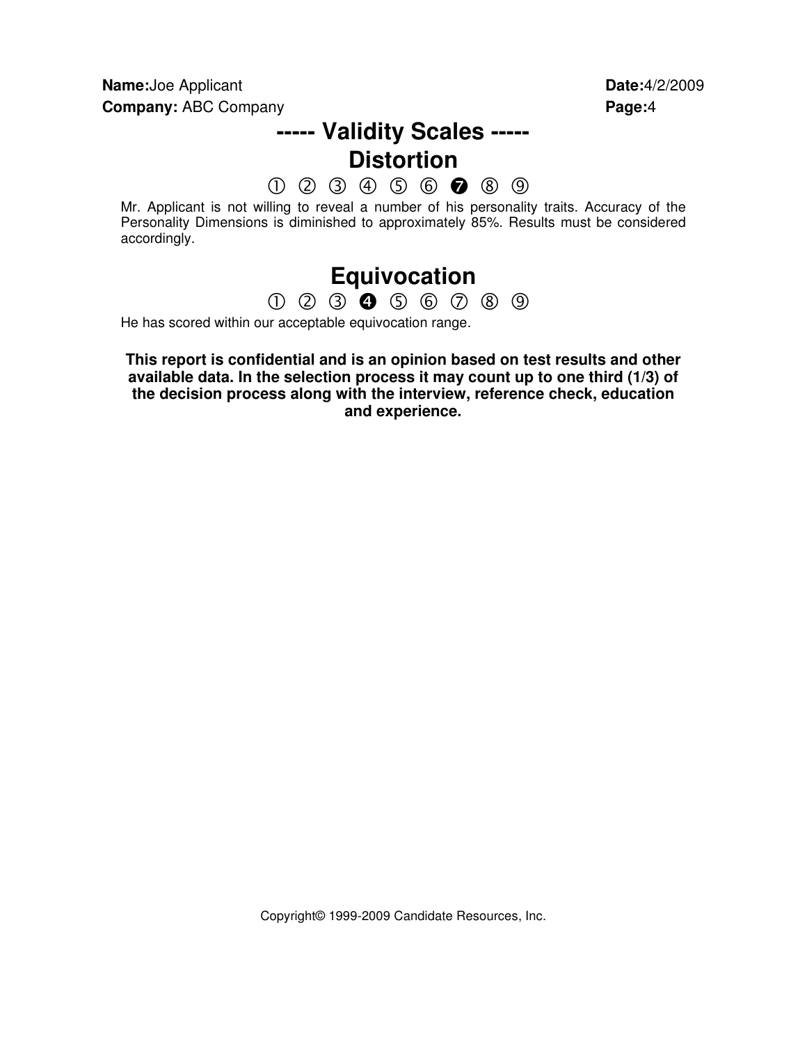**Name:** Joe Applicant **Date:** 4/2/2009
**Company:** ABC Company **Page:** 4

## ----- Validity Scales -----

### Distortion

① ② ③ ④ ⑤ ⑥ ❼ ⑧ ⑨

Mr. Applicant is not willing to reveal a number of his personality traits. Accuracy of the Personality Dimensions is diminished to approximately 85%. Results must be considered accordingly.

### Equivocation

① ② ③ ❹ ⑤ ⑥ ⑦ ⑧ ⑨

He has scored within our acceptable equivocation range.

**This report is confidential and is an opinion based on test results and other available data. In the selection process it may count up to one third (1/3) of the decision process along with the interview, reference check, education and experience.**

Copyright© 1999-2009 Candidate Resources, Inc.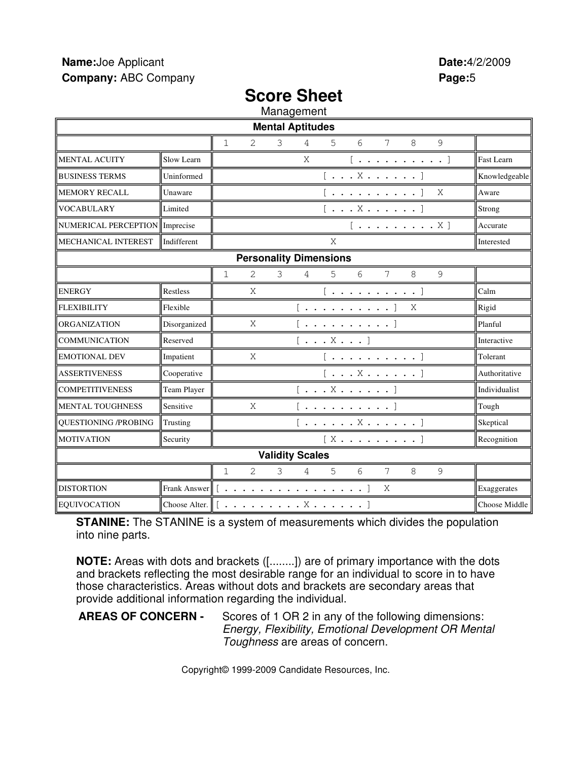**Name:**Joe Applicant **Date:**4/2/2009
**Company:** ABC Company

# Score Sheet

Management

| Mental Aptitudes | | | |
|---|---|---|---|
| | | 1 2 3 4 5 6 7 8 9 | |
| MENTAL ACUITY | Slow Learn | X [ . . . . . . . . . . ] | Fast Learn |
| BUSINESS TERMS | Uninformed | [ . . . X . . . . . . ] | Knowledgeable |
| MEMORY RECALL | Unaware | [ . . . . . . . . . . ] X | Aware |
| VOCABULARY | Limited | [ . . . X . . . . . . ] | Strong |
| NUMERICAL PERCEPTION | Imprecise | [ . . . . . . . . . X ] | Accurate |
| MECHANICAL INTEREST | Indifferent | X | Interested |
| **Personality Dimensions** | | | |
| | | 1 2 3 4 5 6 7 8 9 | |
| ENERGY | Restless | X [ . . . . . . . . . . ] | Calm |
| FLEXIBILITY | Flexible | [ . . . . . . . . . . ] X | Rigid |
| ORGANIZATION | Disorganized | X [ . . . . . . . . . . ] | Planful |
| COMMUNICATION | Reserved | [ . . . X . . . ] | Interactive |
| EMOTIONAL DEV | Impatient | X [ . . . . . . . . . . ] | Tolerant |
| ASSERTIVENESS | Cooperative | [ . . . X . . . . . . ] | Authoritative |
| COMPETITIVENESS | Team Player | [ . . . X . . . . . . ] | Individualist |
| MENTAL TOUGHNESS | Sensitive | X [ . . . . . . . . . . ] | Tough |
| QUESTIONING /PROBING | Trusting | [ . . . . . . X . . . . . . ] | Skeptical |
| MOTIVATION | Security | [ X . . . . . . . . . ] | Recognition |
| **Validity Scales** | | | |
| | | 1 2 3 4 5 6 7 8 9 | |
| DISTORTION | Frank Answer | [ . . . . . . . . . . . . . . . . ] X | Exaggerates |
| EQUIVOCATION | Choose Alter. | [ . . . . . . . . . X . . . . . . ] | Choose Middle |

**STANINE:** The STANINE is a system of measurements which divides the population into nine parts.

**NOTE:** Areas with dots and brackets ([........]) are of primary importance with the dots and brackets reflecting the most desirable range for an individual to score in to have those characteristics. Areas without dots and brackets are secondary areas that provide additional information regarding the individual.

**AREAS OF CONCERN -** Scores of 1 OR 2 in any of the following dimensions: *Energy, Flexibility, Emotional Development OR Mental Toughness* are areas of concern.

Copyright© 1999-2009 Candidate Resources, Inc.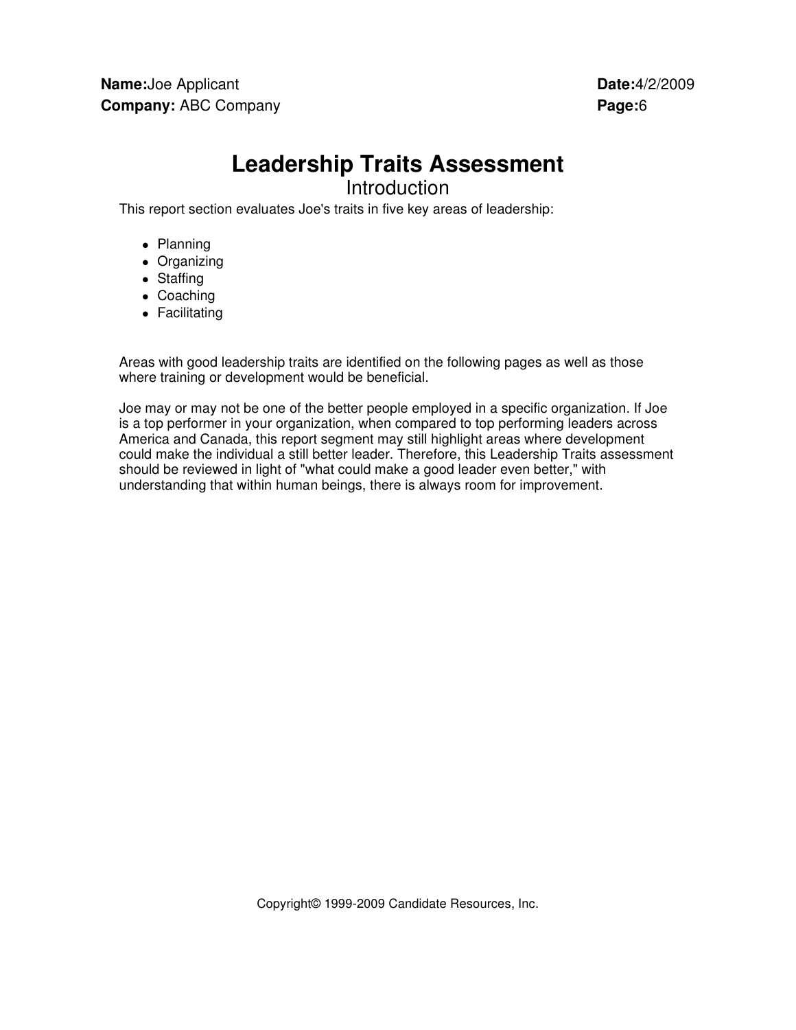# Leadership Traits Assessment

## Introduction

This report section evaluates Joe's traits in five key areas of leadership:

- Planning
- Organizing
- Staffing
- Coaching
- Facilitating

Areas with good leadership traits are identified on the following pages as well as those where training or development would be beneficial.

Joe may or may not be one of the better people employed in a specific organization. If Joe is a top performer in your organization, when compared to top performing leaders across America and Canada, this report segment may still highlight areas where development could make the individual a still better leader. Therefore, this Leadership Traits assessment should be reviewed in light of "what could make a good leader even better," with understanding that within human beings, there is always room for improvement.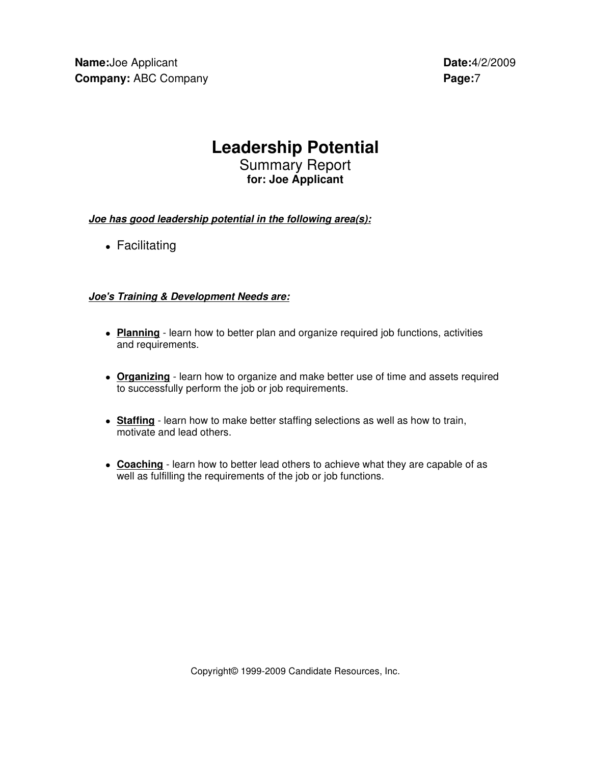**Name:** Joe Applicant
**Company:** ABC Company

**Date:** 4/2/2009

# Leadership Potential

## Summary Report

**for: Joe Applicant**

***Joe has good leadership potential in the following area(s):***

- Facilitating

***Joe's Training & Development Needs are:***

- **Planning** - learn how to better plan and organize required job functions, activities and requirements.
- **Organizing** - learn how to organize and make better use of time and assets required to successfully perform the job or job requirements.
- **Staffing** - learn how to make better staffing selections as well as how to train, motivate and lead others.
- **Coaching** - learn how to better lead others to achieve what they are capable of as well as fulfilling the requirements of the job or job functions.

Copyright© 1999-2009 Candidate Resources, Inc.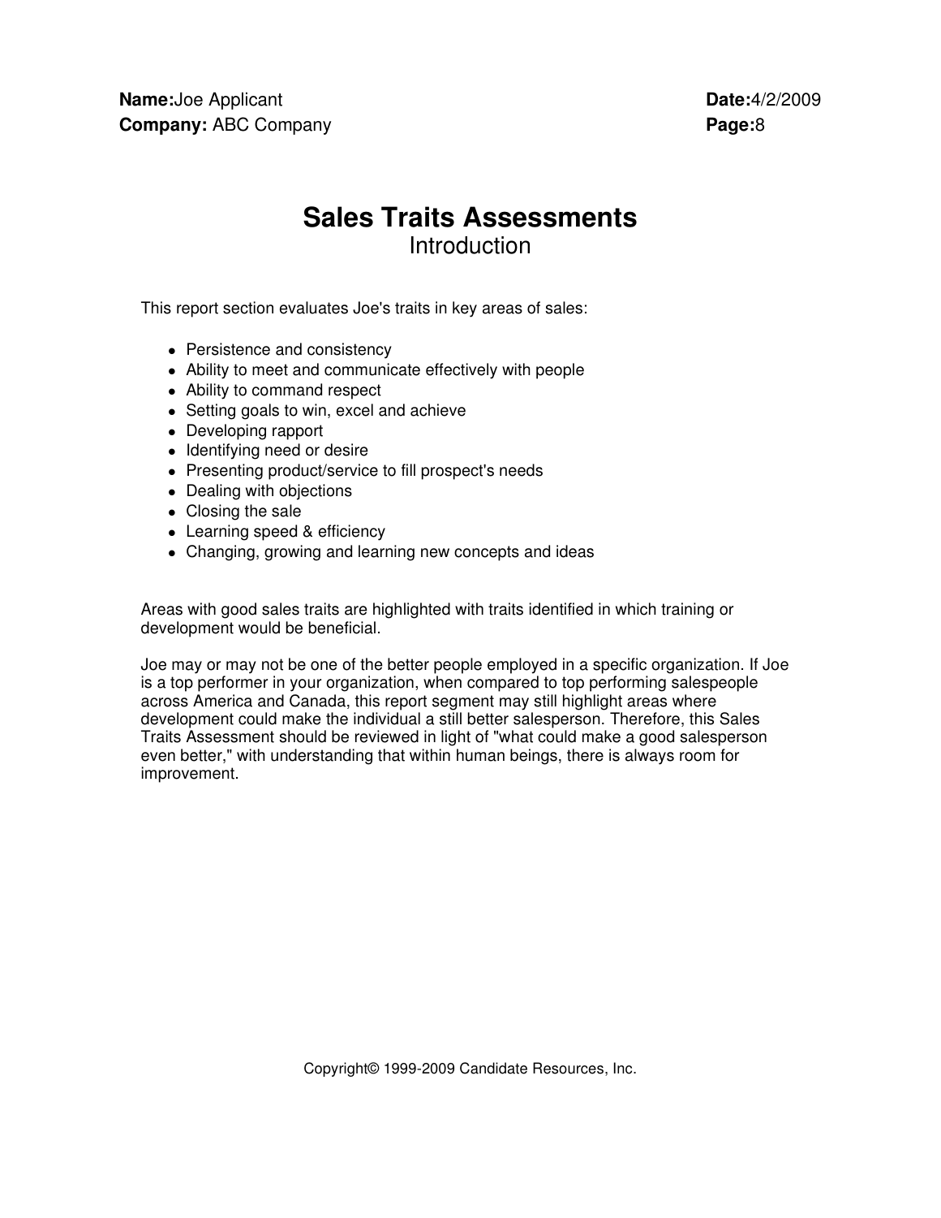**Name:** Joe Applicant
**Company:** ABC Company

**Date:** 4/2/2009

# Sales Traits Assessments

## Introduction

This report section evaluates Joe's traits in key areas of sales:

- Persistence and consistency
- Ability to meet and communicate effectively with people
- Ability to command respect
- Setting goals to win, excel and achieve
- Developing rapport
- Identifying need or desire
- Presenting product/service to fill prospect's needs
- Dealing with objections
- Closing the sale
- Learning speed & efficiency
- Changing, growing and learning new concepts and ideas

Areas with good sales traits are highlighted with traits identified in which training or development would be beneficial.

Joe may or may not be one of the better people employed in a specific organization. If Joe is a top performer in your organization, when compared to top performing salespeople across America and Canada, this report segment may still highlight areas where development could make the individual a still better salesperson. Therefore, this Sales Traits Assessment should be reviewed in light of "what could make a good salesperson even better," with understanding that within human beings, there is always room for improvement.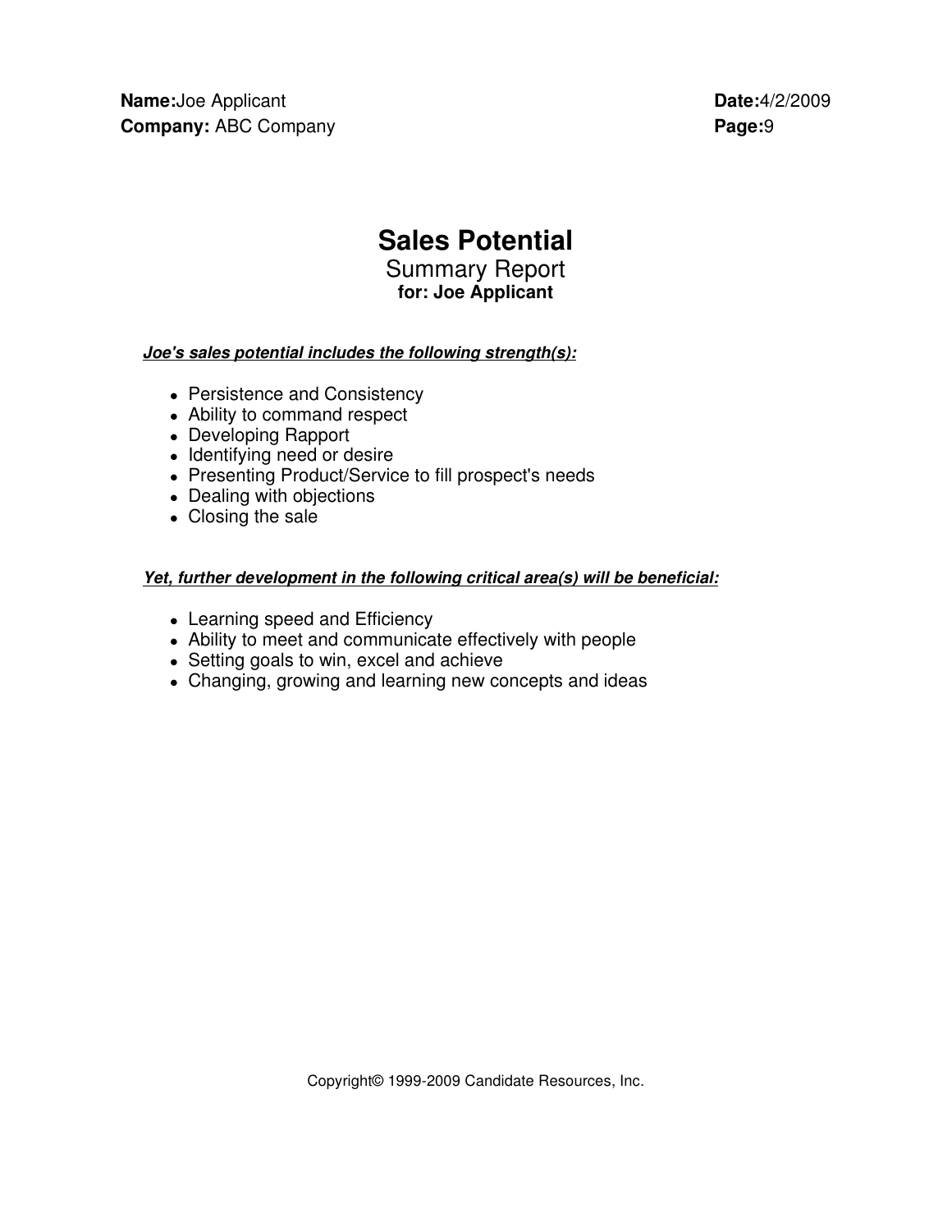# Sales Potential

## Summary Report

**for: Joe Applicant**

***Joe's sales potential includes the following strength(s):***

- Persistence and Consistency
- Ability to command respect
- Developing Rapport
- Identifying need or desire
- Presenting Product/Service to fill prospect's needs
- Dealing with objections
- Closing the sale

***Yet, further development in the following critical area(s) will be beneficial:***

- Learning speed and Efficiency
- Ability to meet and communicate effectively with people
- Setting goals to win, excel and achieve
- Changing, growing and learning new concepts and ideas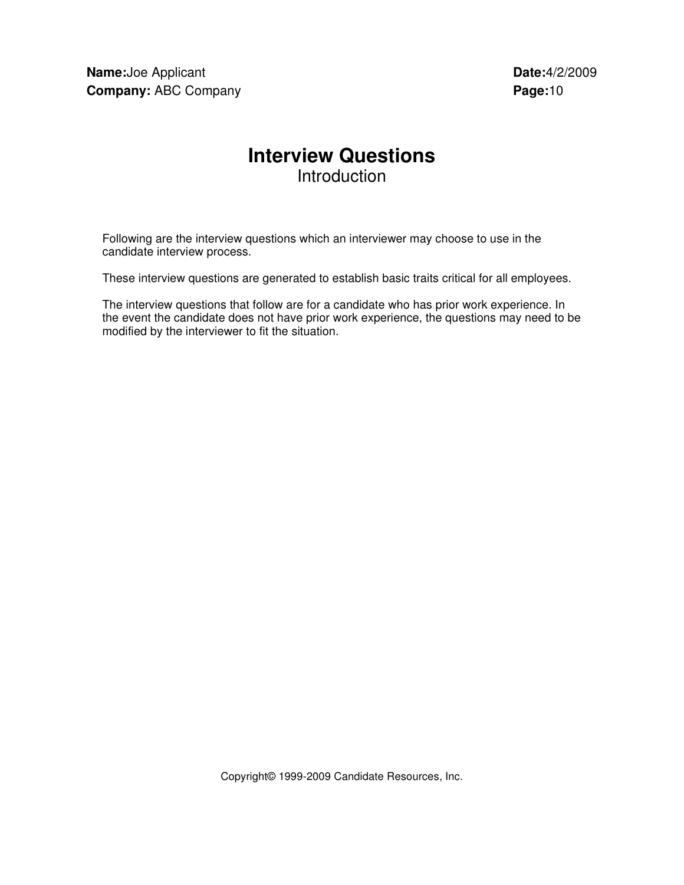**Name:** Joe Applicant **Date:** 4/2/2009
**Company:** ABC Company

# Interview Questions

## Introduction

Following are the interview questions which an interviewer may choose to use in the candidate interview process.

These interview questions are generated to establish basic traits critical for all employees.

The interview questions that follow are for a candidate who has prior work experience. In the event the candidate does not have prior work experience, the questions may need to be modified by the interviewer to fit the situation.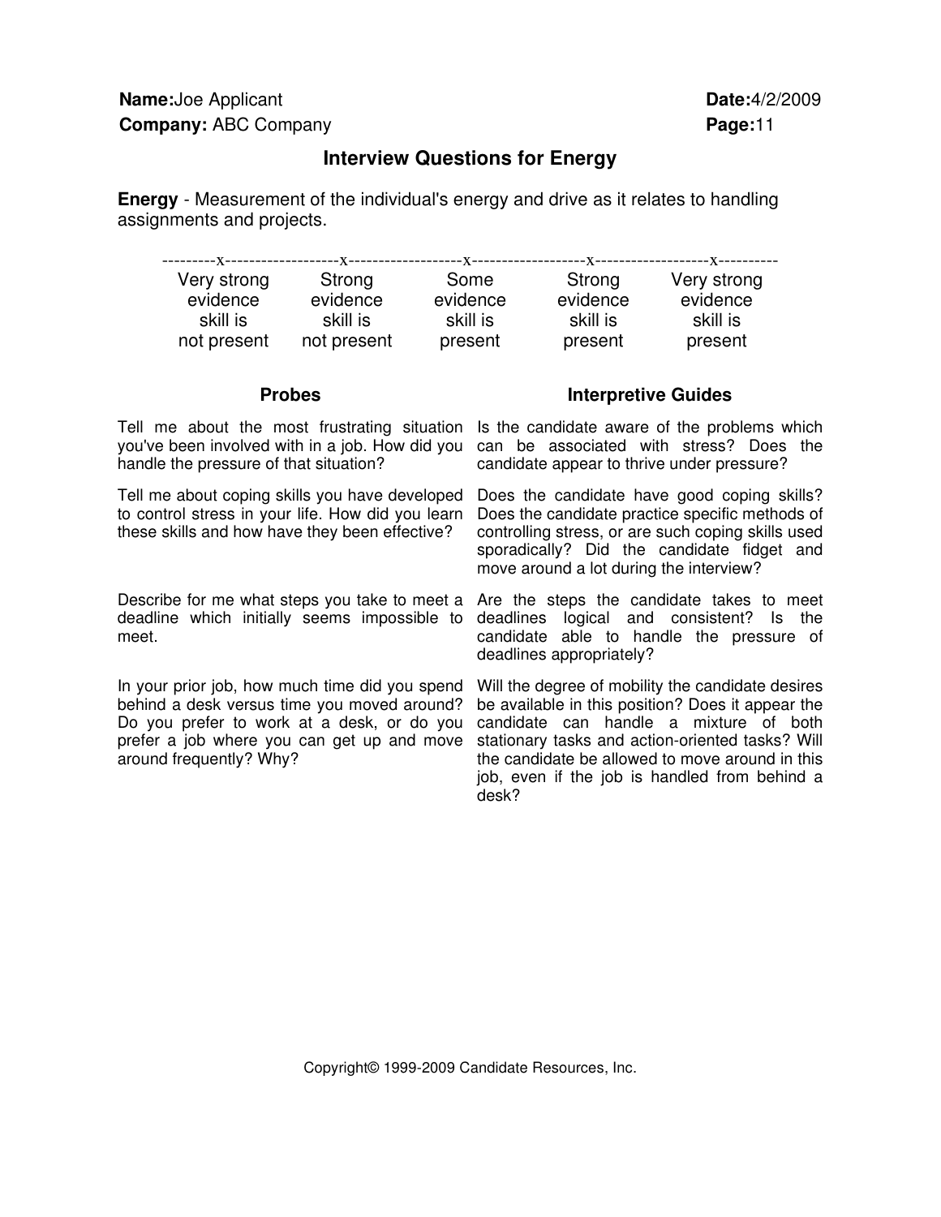**Name:** Joe Applicant **Date:** 4/2/2009
**Company:** ABC Company **Page:** 11

## Interview Questions for Energy

**Energy** - Measurement of the individual's energy and drive as it relates to handling assignments and projects.

| Very strong evidence skill is not present | Strong evidence skill is not present | Some evidence skill is present | Strong evidence skill is present | Very strong evidence skill is present |
|---|---|---|---|---|
| x | x | x | x | x |

| Probes | Interpretive Guides |
|---|---|
| Tell me about the most frustrating situation you've been involved with in a job. How did you handle the pressure of that situation? | Is the candidate aware of the problems which can be associated with stress? Does the candidate appear to thrive under pressure? |
| Tell me about coping skills you have developed to control stress in your life. How did you learn these skills and how have they been effective? | Does the candidate have good coping skills? Does the candidate practice specific methods of controlling stress, or are such coping skills used sporadically? Did the candidate fidget and move around a lot during the interview? |
| Describe for me what steps you take to meet a deadline which initially seems impossible to meet. | Are the steps the candidate takes to meet deadlines logical and consistent? Is the candidate able to handle the pressure of deadlines appropriately? |
| In your prior job, how much time did you spend behind a desk versus time you moved around? Do you prefer to work at a desk, or do you prefer a job where you can get up and move around frequently? Why? | Will the degree of mobility the candidate desires be available in this position? Does it appear the candidate can handle a mixture of both stationary tasks and action-oriented tasks? Will the candidate be allowed to move around in this job, even if the job is handled from behind a desk? |

Copyright© 1999-2009 Candidate Resources, Inc.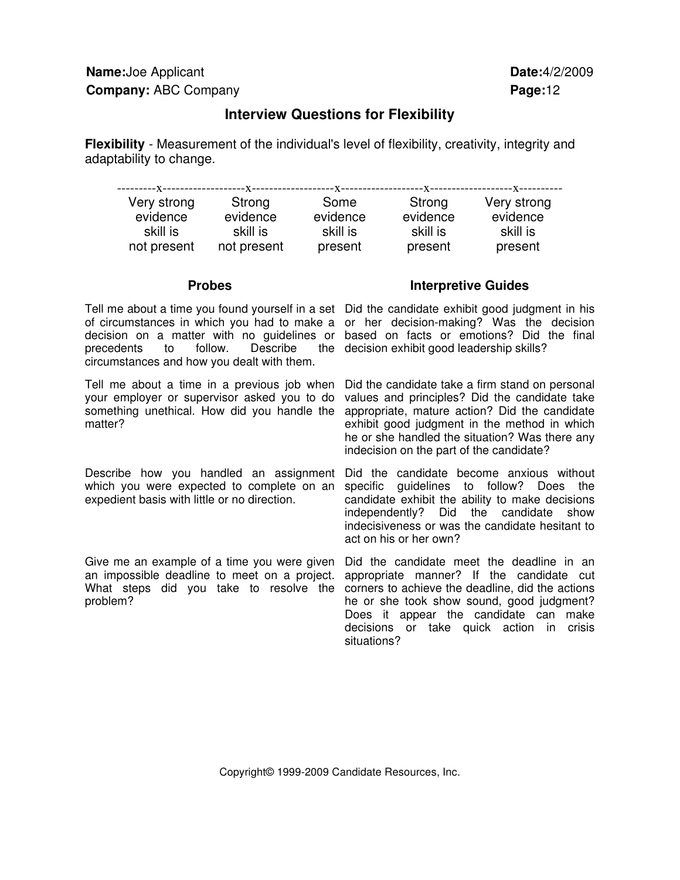**Name:** Joe Applicant **Date:** 4/2/2009
**Company:** ABC Company **Page:** 12

## Interview Questions for Flexibility

**Flexibility** - Measurement of the individual's level of flexibility, creativity, integrity and adaptability to change.

| Very strong evidence skill is not present | Strong evidence skill is not present | Some evidence skill is present | Strong evidence skill is present | Very strong evidence skill is present |
|---|---|---|---|---|
| x | x | x | x | x |

| Probes | Interpretive Guides |
|---|---|
| Tell me about a time you found yourself in a set of circumstances in which you had to make a decision on a matter with no guidelines or precedents to follow. Describe the circumstances and how you dealt with them. | Did the candidate exhibit good judgment in his or her decision-making? Was the decision based on facts or emotions? Did the final decision exhibit good leadership skills? |
| Tell me about a time in a previous job when your employer or supervisor asked you to do something unethical. How did you handle the matter? | Did the candidate take a firm stand on personal values and principles? Did the candidate take appropriate, mature action? Did the candidate exhibit good judgment in the method in which he or she handled the situation? Was there any indecision on the part of the candidate? |
| Describe how you handled an assignment which you were expected to complete on an expedient basis with little or no direction. | Did the candidate become anxious without specific guidelines to follow? Does the candidate exhibit the ability to make decisions independently? Did the candidate show indecisiveness or was the candidate hesitant to act on his or her own? |
| Give me an example of a time you were given an impossible deadline to meet on a project. What steps did you take to resolve the problem? | Did the candidate meet the deadline in an appropriate manner? If the candidate cut corners to achieve the deadline, did the actions he or she took show sound, good judgment? Does it appear the candidate can make decisions or take quick action in crisis situations? |

Copyright© 1999-2009 Candidate Resources, Inc.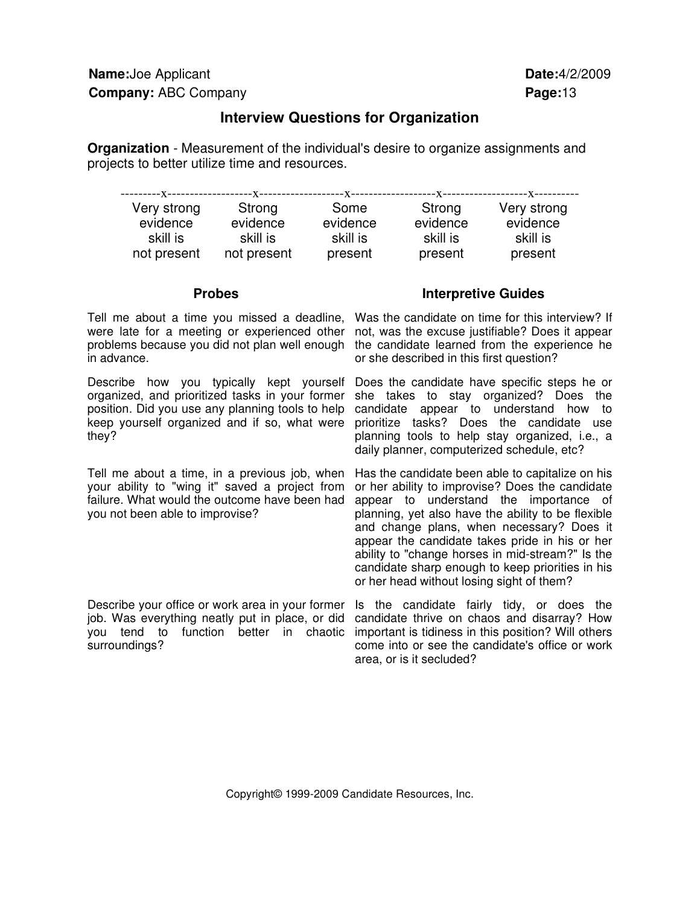**Name:** Joe Applicant **Date:** 4/2/2009
**Company:** ABC Company **Page:** 13

## Interview Questions for Organization

**Organization** - Measurement of the individual's desire to organize assignments and projects to better utilize time and resources.

```
---------x-------------------x-------------------x-------------------x-------------------x----------
```

| Very strong evidence skill is not present | Strong evidence skill is not present | Some evidence skill is present | Strong evidence skill is present | Very strong evidence skill is present |
|---|---|---|---|---|

| Probes | Interpretive Guides |
|---|---|
| Tell me about a time you missed a deadline, were late for a meeting or experienced other problems because you did not plan well enough in advance. | Was the candidate on time for this interview? If not, was the excuse justifiable? Does it appear the candidate learned from the experience he or she described in this first question? |
| Describe how you typically kept yourself organized, and prioritized tasks in your former position. Did you use any planning tools to help keep yourself organized and if so, what were they? | Does the candidate have specific steps he or she takes to stay organized? Does the candidate appear to understand how to prioritize tasks? Does the candidate use planning tools to help stay organized, i.e., a daily planner, computerized schedule, etc? |
| Tell me about a time, in a previous job, when your ability to "wing it" saved a project from failure. What would the outcome have been had you not been able to improvise? | Has the candidate been able to capitalize on his or her ability to improvise? Does the candidate appear to understand the importance of planning, yet also have the ability to be flexible and change plans, when necessary? Does it appear the candidate takes pride in his or her ability to "change horses in mid-stream?" Is the candidate sharp enough to keep priorities in his or her head without losing sight of them? |
| Describe your office or work area in your former job. Was everything neatly put in place, or did you tend to function better in chaotic surroundings? | Is the candidate fairly tidy, or does the candidate thrive on chaos and disarray? How important is tidiness in this position? Will others come into or see the candidate's office or work area, or is it secluded? |

Copyright© 1999-2009 Candidate Resources, Inc.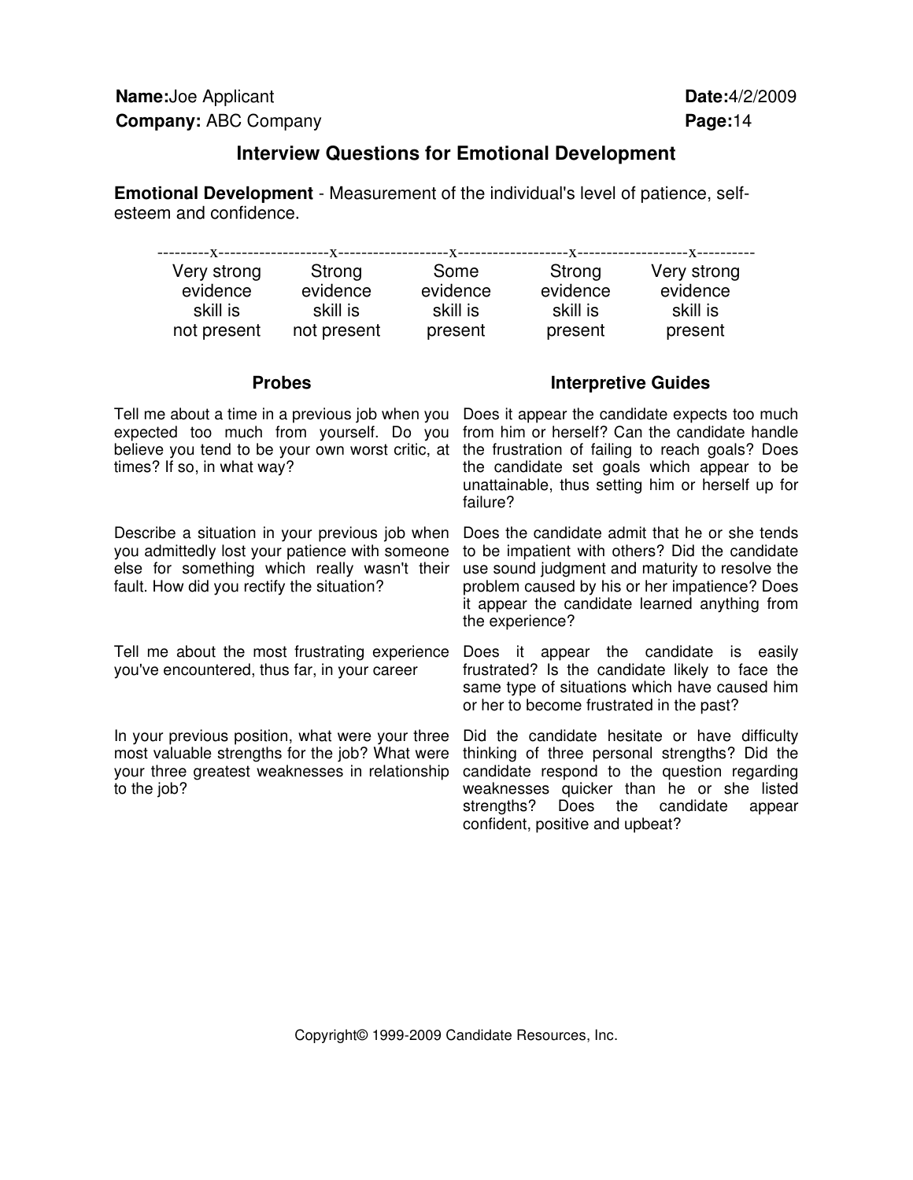**Name:**Joe Applicant **Date:**4/2/2009
**Company:** ABC Company

## Interview Questions for Emotional Development

**Emotional Development** - Measurement of the individual's level of patience, self-esteem and confidence.

| Very strong evidence skill is not present | Strong evidence skill is not present | Some evidence skill is present | Strong evidence skill is present | Very strong evidence skill is present |
|---|---|---|---|---|
| x | x | x | x | x |

| Probes | Interpretive Guides |
|---|---|
| Tell me about a time in a previous job when you expected too much from yourself. Do you believe you tend to be your own worst critic, at times? If so, in what way? | Does it appear the candidate expects too much from him or herself? Can the candidate handle the frustration of failing to reach goals? Does the candidate set goals which appear to be unattainable, thus setting him or herself up for failure? |
| Describe a situation in your previous job when you admittedly lost your patience with someone else for something which really wasn't their fault. How did you rectify the situation? | Does the candidate admit that he or she tends to be impatient with others? Did the candidate use sound judgment and maturity to resolve the problem caused by his or her impatience? Does it appear the candidate learned anything from the experience? |
| Tell me about the most frustrating experience you've encountered, thus far, in your career | Does it appear the candidate is easily frustrated? Is the candidate likely to face the same type of situations which have caused him or her to become frustrated in the past? |
| In your previous position, what were your three most valuable strengths for the job? What were your three greatest weaknesses in relationship to the job? | Did the candidate hesitate or have difficulty thinking of three personal strengths? Did the candidate respond to the question regarding weaknesses quicker than he or she listed strengths? Does the candidate appear confident, positive and upbeat? |

Copyright© 1999-2009 Candidate Resources, Inc.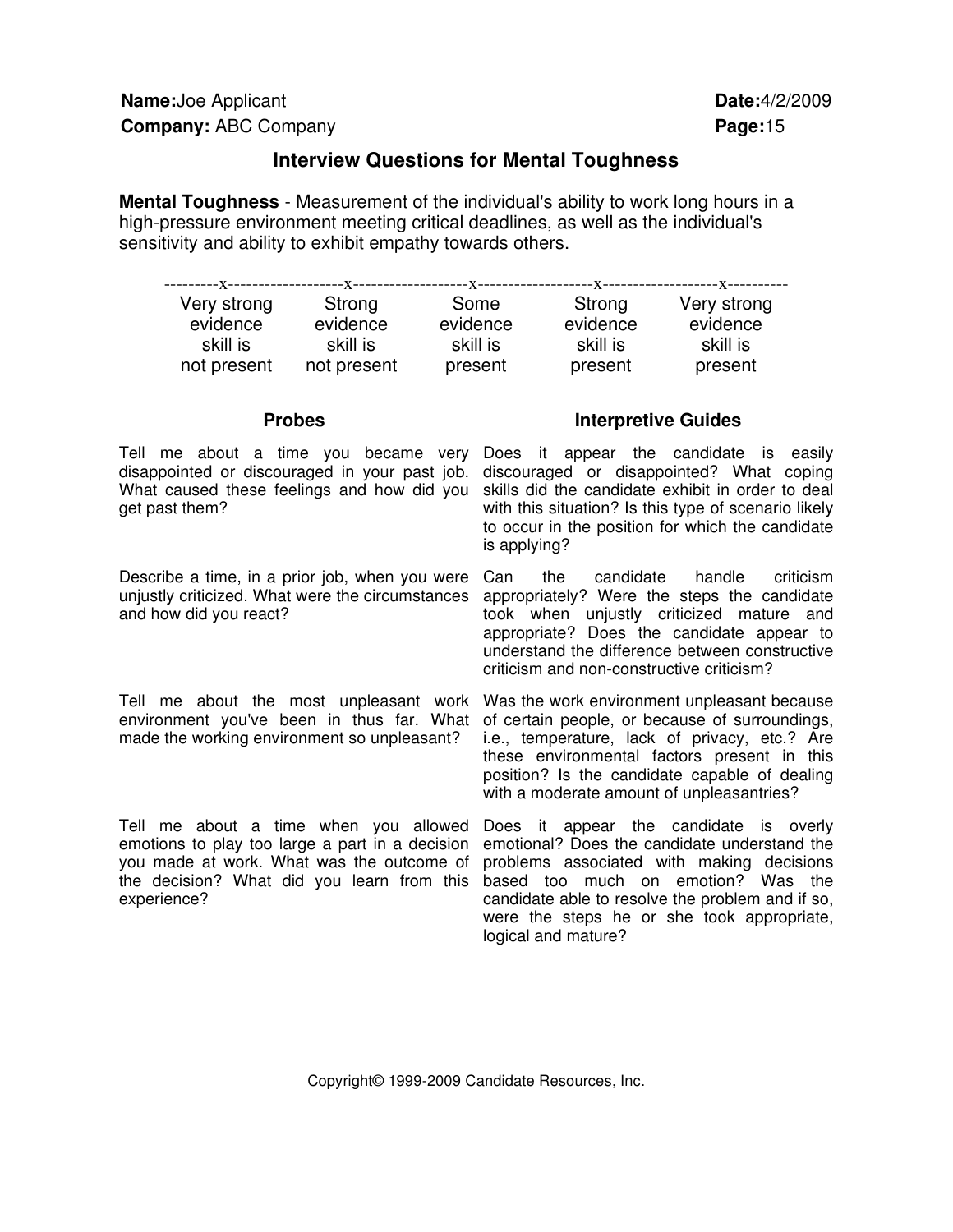**Name:** Joe Applicant **Date:** 4/2/2009
**Company:** ABC Company

## Interview Questions for Mental Toughness

**Mental Toughness** - Measurement of the individual's ability to work long hours in a high-pressure environment meeting critical deadlines, as well as the individual's sensitivity and ability to exhibit empathy towards others.

| x | x | x | x | x |
|---|---|---|---|---|
| Very strong evidence skill is not present | Strong evidence skill is not present | Some evidence skill is present | Strong evidence skill is present | Very strong evidence skill is present |

| Probes | Interpretive Guides |
|---|---|
| Tell me about a time you became very disappointed or discouraged in your past job. What caused these feelings and how did you get past them? | Does it appear the candidate is easily discouraged or disappointed? What coping skills did the candidate exhibit in order to deal with this situation? Is this type of scenario likely to occur in the position for which the candidate is applying? |
| Describe a time, in a prior job, when you were unjustly criticized. What were the circumstances and how did you react? | Can the candidate handle criticism appropriately? Were the steps the candidate took when unjustly criticized mature and appropriate? Does the candidate appear to understand the difference between constructive criticism and non-constructive criticism? |
| Tell me about the most unpleasant work environment you've been in thus far. What made the working environment so unpleasant? | Was the work environment unpleasant because of certain people, or because of surroundings, i.e., temperature, lack of privacy, etc.? Are these environmental factors present in this position? Is the candidate capable of dealing with a moderate amount of unpleasantries? |
| Tell me about a time when you allowed emotions to play too large a part in a decision you made at work. What was the outcome of the decision? What did you learn from this experience? | Does it appear the candidate is overly emotional? Does the candidate understand the problems associated with making decisions based too much on emotion? Was the candidate able to resolve the problem and if so, were the steps he or she took appropriate, logical and mature? |

Copyright© 1999-2009 Candidate Resources, Inc.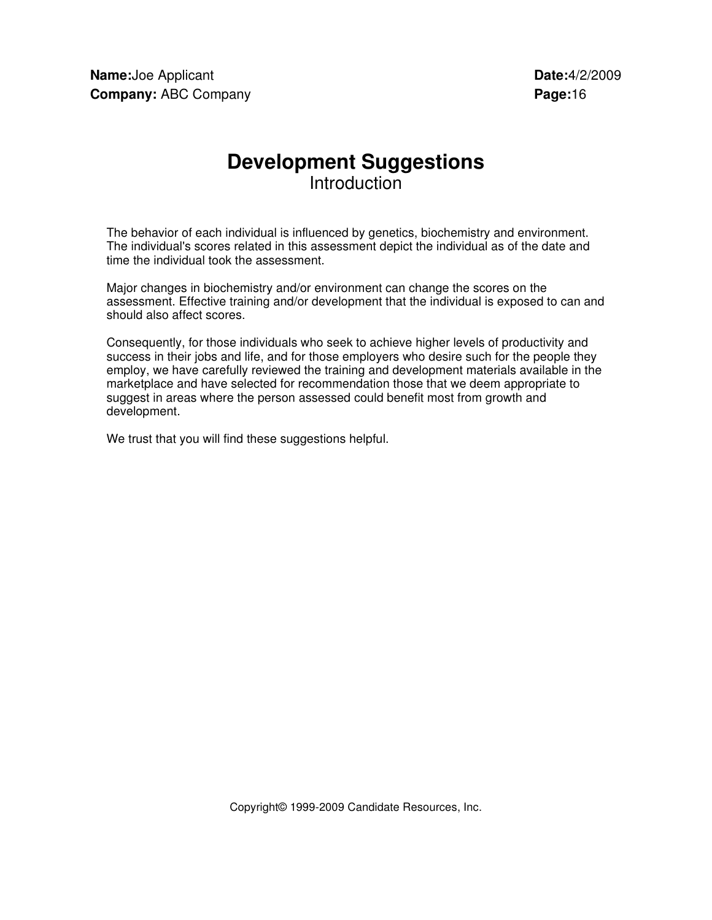**Name:** Joe Applicant **Date:** 4/2/2009
**Company:** ABC Company

# Development Suggestions

## Introduction

The behavior of each individual is influenced by genetics, biochemistry and environment. The individual's scores related in this assessment depict the individual as of the date and time the individual took the assessment.

Major changes in biochemistry and/or environment can change the scores on the assessment. Effective training and/or development that the individual is exposed to can and should also affect scores.

Consequently, for those individuals who seek to achieve higher levels of productivity and success in their jobs and life, and for those employers who desire such for the people they employ, we have carefully reviewed the training and development materials available in the marketplace and have selected for recommendation those that we deem appropriate to suggest in areas where the person assessed could benefit most from growth and development.

We trust that you will find these suggestions helpful.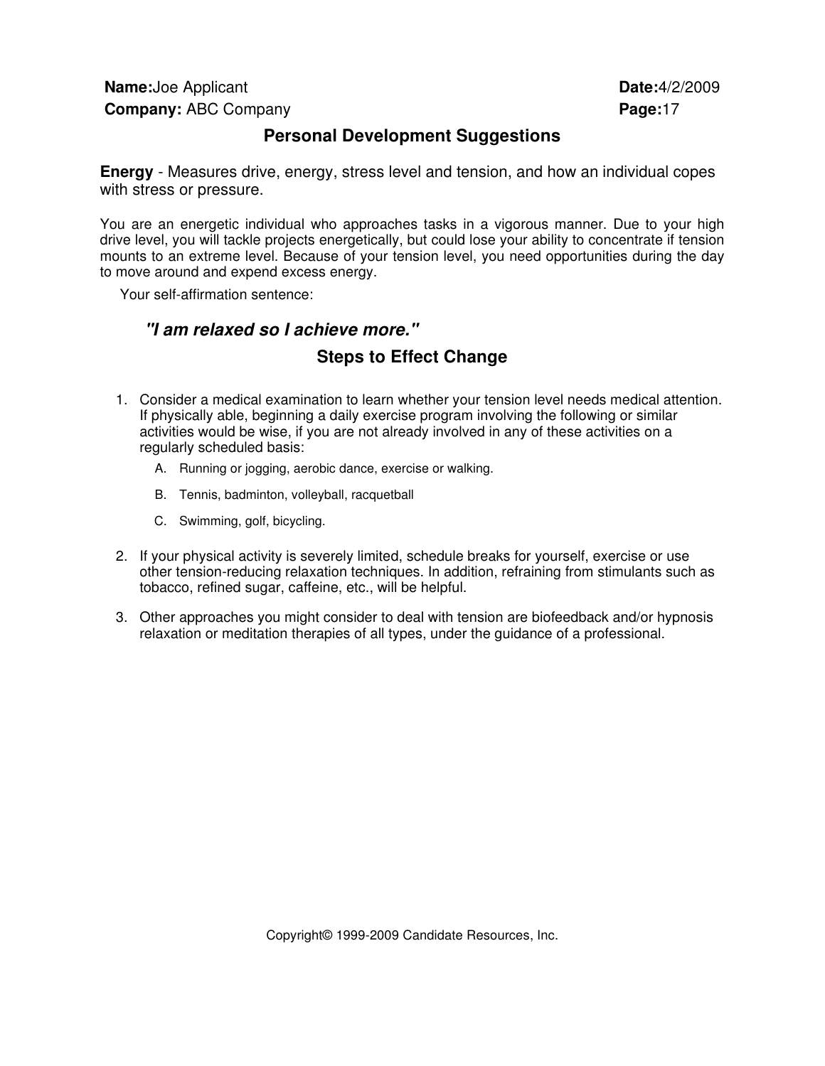**Name:** Joe Applicant  **Date:** 4/2/2009
**Company:** ABC Company

## Personal Development Suggestions

**Energy** - Measures drive, energy, stress level and tension, and how an individual copes with stress or pressure.

You are an energetic individual who approaches tasks in a vigorous manner. Due to your high drive level, you will tackle projects energetically, but could lose your ability to concentrate if tension mounts to an extreme level. Because of your tension level, you need opportunities during the day to move around and expend excess energy.

Your self-affirmation sentence:

***"I am relaxed so I achieve more."***

### Steps to Effect Change

1. Consider a medical examination to learn whether your tension level needs medical attention. If physically able, beginning a daily exercise program involving the following or similar activities would be wise, if you are not already involved in any of these activities on a regularly scheduled basis:
   A. Running or jogging, aerobic dance, exercise or walking.
   B. Tennis, badminton, volleyball, racquetball
   C. Swimming, golf, bicycling.
2. If your physical activity is severely limited, schedule breaks for yourself, exercise or use other tension-reducing relaxation techniques. In addition, refraining from stimulants such as tobacco, refined sugar, caffeine, etc., will be helpful.
3. Other approaches you might consider to deal with tension are biofeedback and/or hypnosis relaxation or meditation therapies of all types, under the guidance of a professional.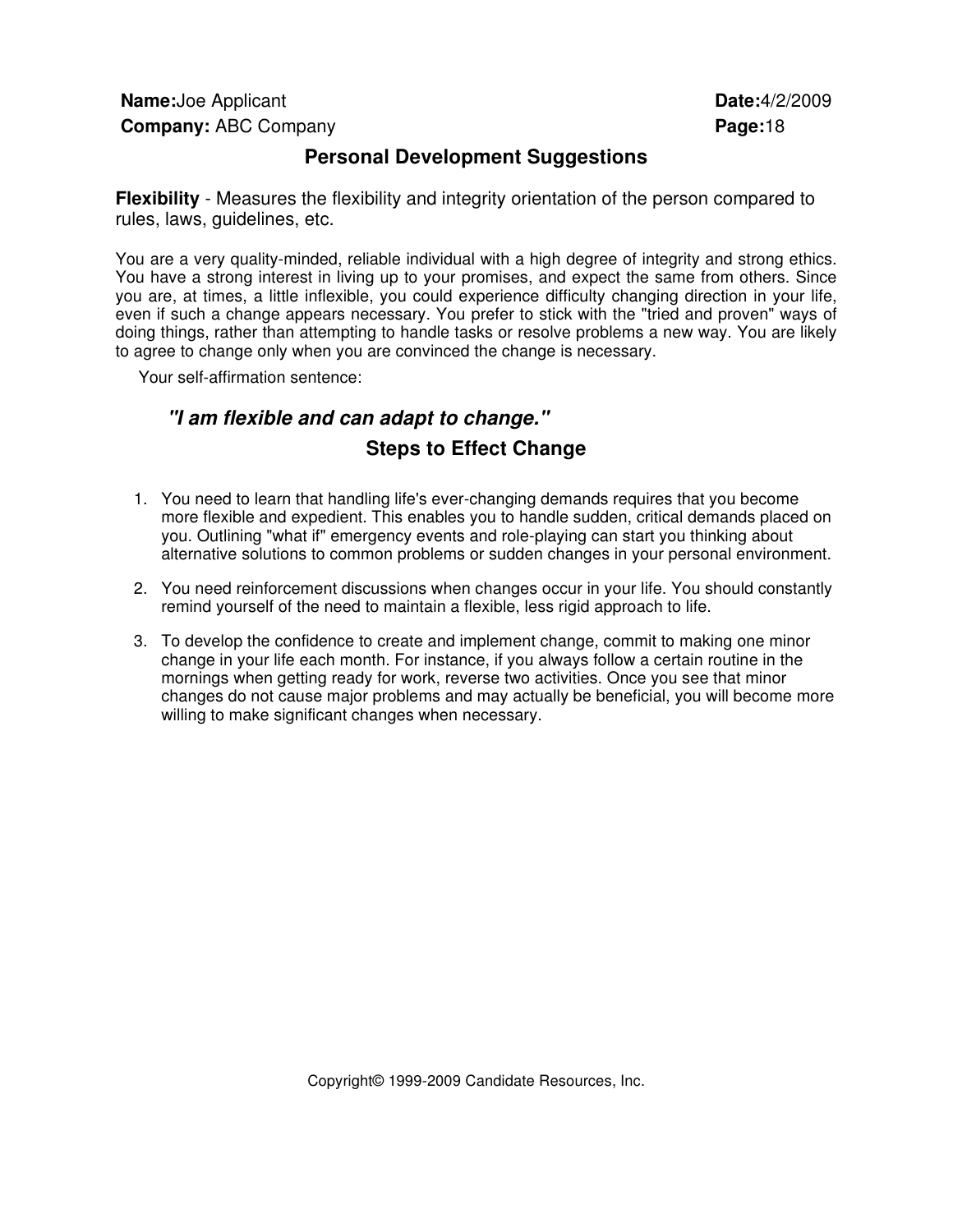**Name:** Joe Applicant **Date:** 4/2/2009
**Company:** ABC Company

## Personal Development Suggestions

**Flexibility** - Measures the flexibility and integrity orientation of the person compared to rules, laws, guidelines, etc.

You are a very quality-minded, reliable individual with a high degree of integrity and strong ethics. You have a strong interest in living up to your promises, and expect the same from others. Since you are, at times, a little inflexible, you could experience difficulty changing direction in your life, even if such a change appears necessary. You prefer to stick with the "tried and proven" ways of doing things, rather than attempting to handle tasks or resolve problems a new way. You are likely to agree to change only when you are convinced the change is necessary.

Your self-affirmation sentence:

***"I am flexible and can adapt to change."***

### Steps to Effect Change

1. You need to learn that handling life's ever-changing demands requires that you become more flexible and expedient. This enables you to handle sudden, critical demands placed on you. Outlining "what if" emergency events and role-playing can start you thinking about alternative solutions to common problems or sudden changes in your personal environment.

2. You need reinforcement discussions when changes occur in your life. You should constantly remind yourself of the need to maintain a flexible, less rigid approach to life.

3. To develop the confidence to create and implement change, commit to making one minor change in your life each month. For instance, if you always follow a certain routine in the mornings when getting ready for work, reverse two activities. Once you see that minor changes do not cause major problems and may actually be beneficial, you will become more willing to make significant changes when necessary.

Copyright© 1999-2009 Candidate Resources, Inc.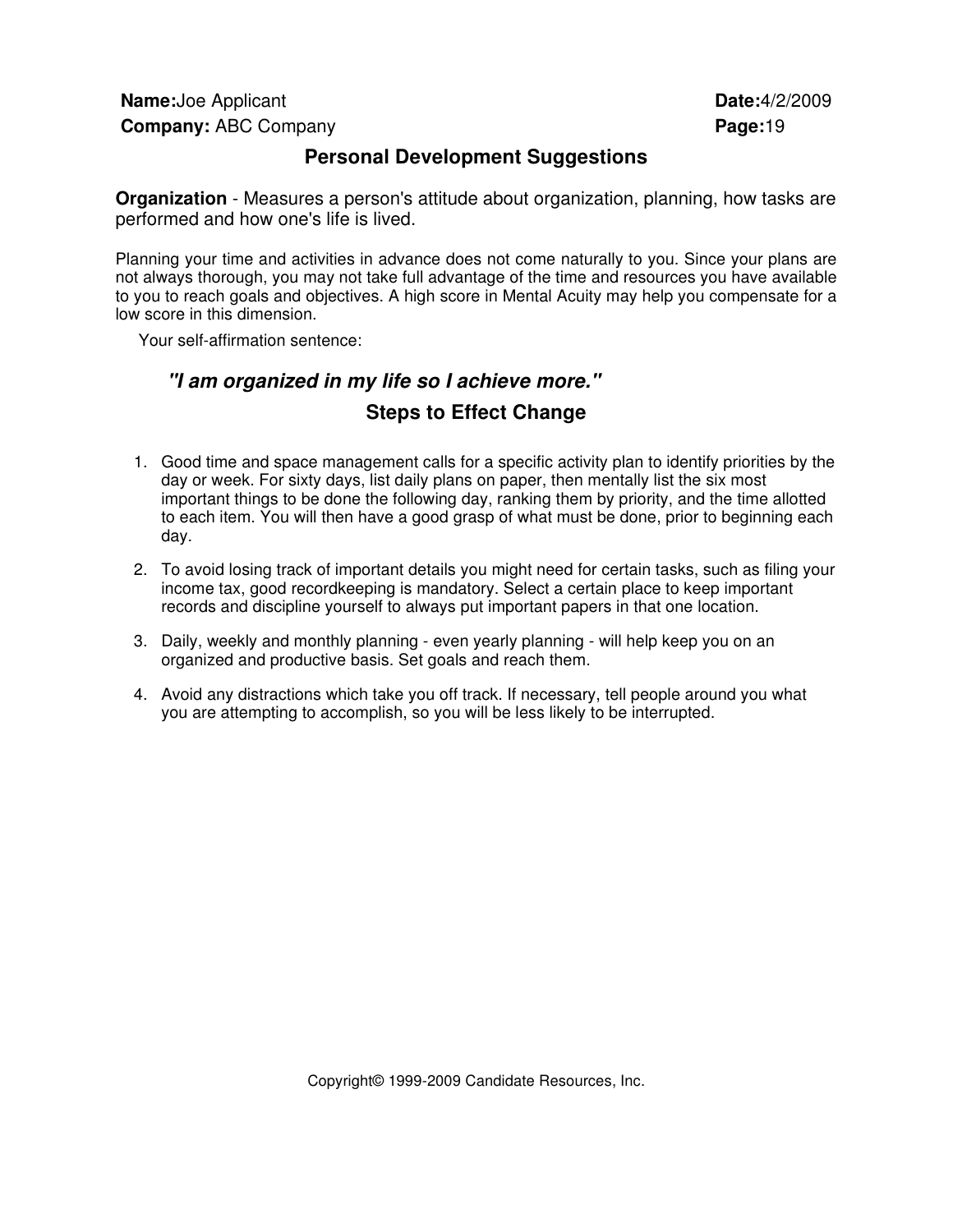**Name:** Joe Applicant
**Company:** ABC Company
**Date:** 4/2/2009

## Personal Development Suggestions

**Organization** - Measures a person's attitude about organization, planning, how tasks are performed and how one's life is lived.

Planning your time and activities in advance does not come naturally to you. Since your plans are not always thorough, you may not take full advantage of the time and resources you have available to you to reach goals and objectives. A high score in Mental Acuity may help you compensate for a low score in this dimension.

Your self-affirmation sentence:

***"I am organized in my life so I achieve more."***

### Steps to Effect Change

1. Good time and space management calls for a specific activity plan to identify priorities by the day or week. For sixty days, list daily plans on paper, then mentally list the six most important things to be done the following day, ranking them by priority, and the time allotted to each item. You will then have a good grasp of what must be done, prior to beginning each day.
2. To avoid losing track of important details you might need for certain tasks, such as filing your income tax, good recordkeeping is mandatory. Select a certain place to keep important records and discipline yourself to always put important papers in that one location.
3. Daily, weekly and monthly planning - even yearly planning - will help keep you on an organized and productive basis. Set goals and reach them.
4. Avoid any distractions which take you off track. If necessary, tell people around you what you are attempting to accomplish, so you will be less likely to be interrupted.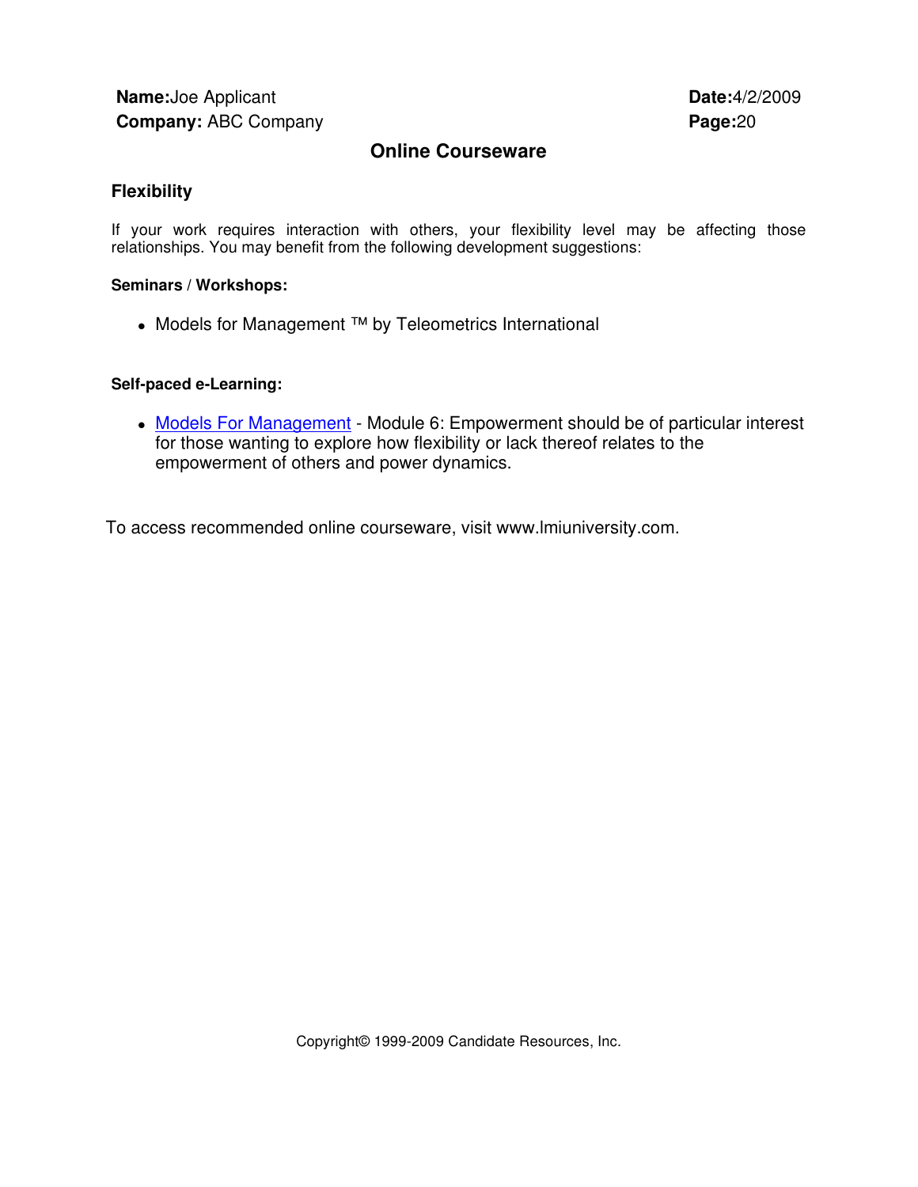# Online Courseware

## Flexibility

If your work requires interaction with others, your flexibility level may be affecting those relationships. You may benefit from the following development suggestions:

**Seminars / Workshops:**

- Models for Management ™ by Teleometrics International

**Self-paced e-Learning:**

- Models For Management - Module 6: Empowerment should be of particular interest for those wanting to explore how flexibility or lack thereof relates to the empowerment of others and power dynamics.

To access recommended online courseware, visit www.lmiuniversity.com.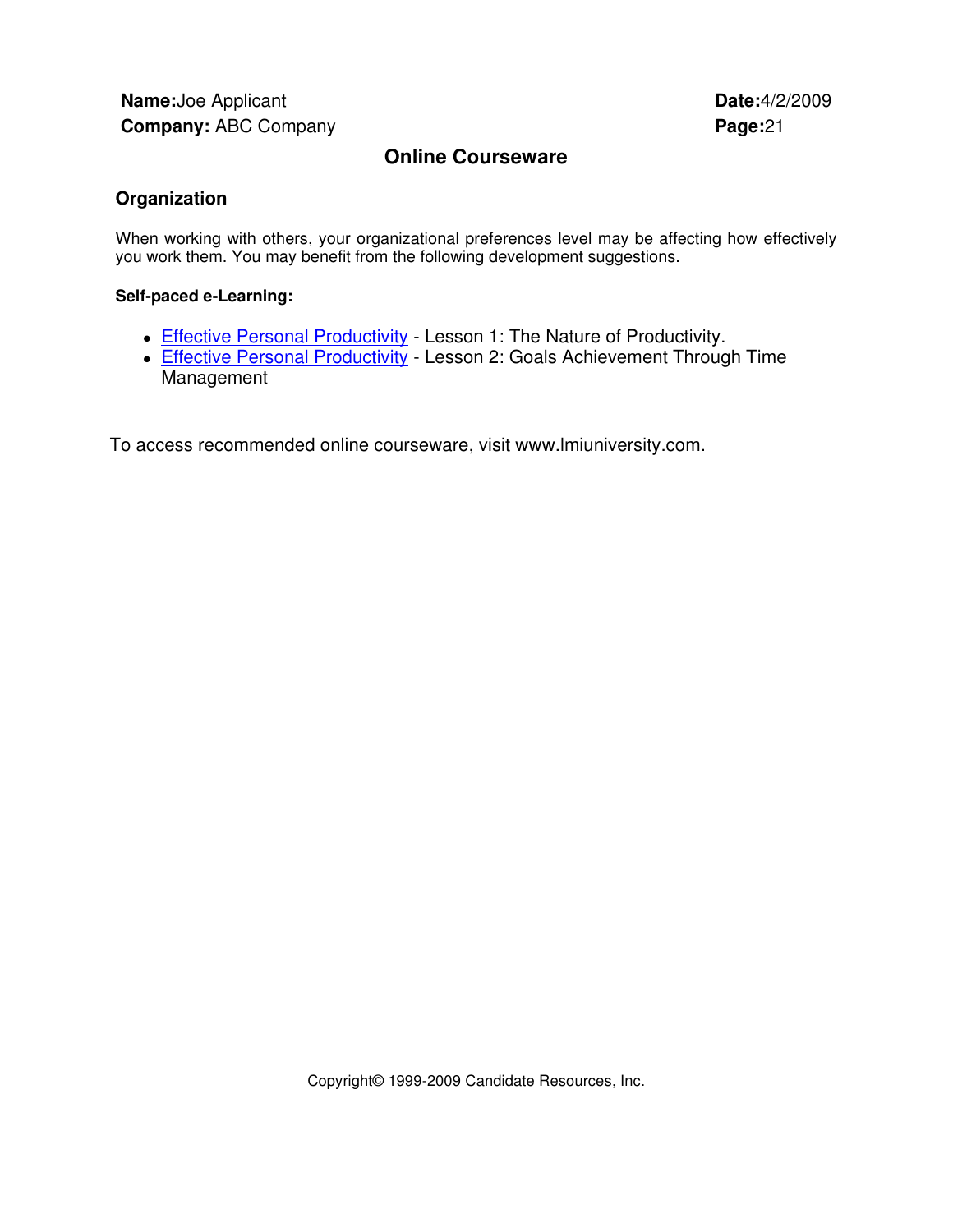**Name:** Joe Applicant
**Company:** ABC Company

**Date:** 4/2/2009

# Online Courseware

## Organization

When working with others, your organizational preferences level may be affecting how effectively you work them. You may benefit from the following development suggestions.

**Self-paced e-Learning:**

- Effective Personal Productivity - Lesson 1: The Nature of Productivity.
- Effective Personal Productivity - Lesson 2: Goals Achievement Through Time Management

To access recommended online courseware, visit www.lmiuniversity.com.

Copyright© 1999-2009 Candidate Resources, Inc.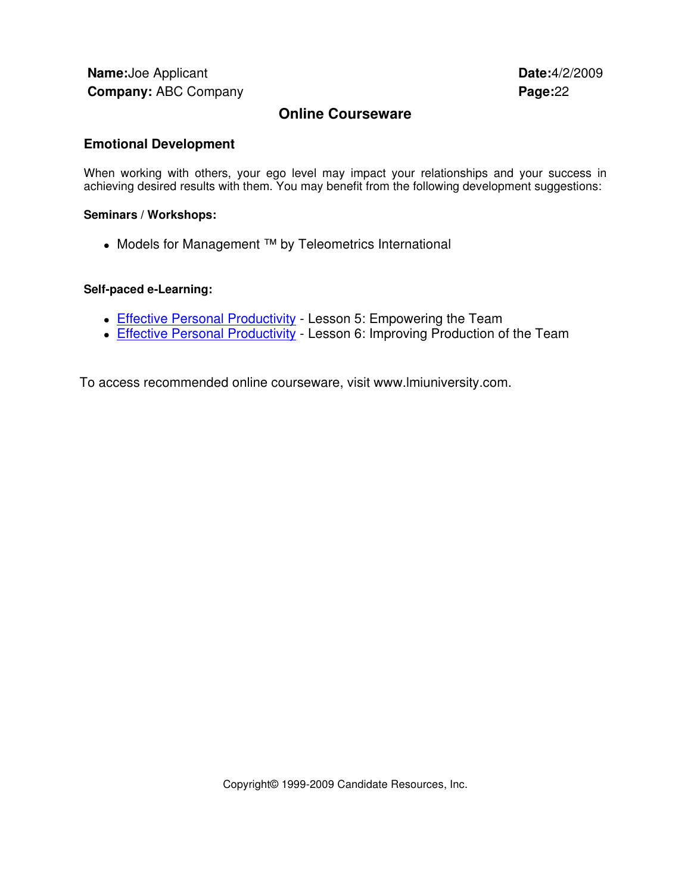**Name:** Joe Applicant  
**Company:** ABC Company

**Date:** 4/2/2009

## Online Courseware

### Emotional Development

When working with others, your ego level may impact your relationships and your success in achieving desired results with them. You may benefit from the following development suggestions:

**Seminars / Workshops:**

- Models for Management ™ by Teleometrics International

**Self-paced e-Learning:**

- Effective Personal Productivity - Lesson 5: Empowering the Team
- Effective Personal Productivity - Lesson 6: Improving Production of the Team

To access recommended online courseware, visit www.lmiuniversity.com.